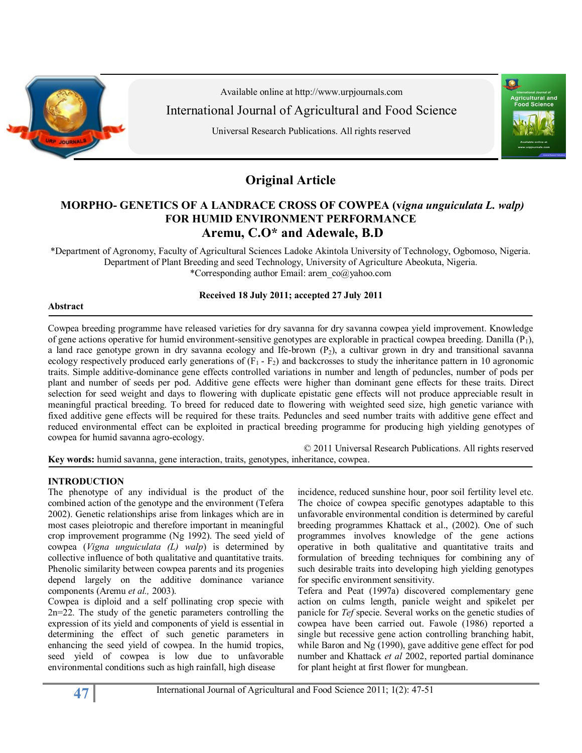Available online at http://www.urpjournals.com

International Journal of Agricultural and Food Science

Universal Research Publications. All rights reserved

## Original Article

# MORPHO- GENETICS OF A LANDRACE CROSS OF COWPEA (*vigna unguiculata L. walp)* FOR HUMID ENVIRONMENT PERFORMANCE

**Aremu, C.O\* and Adewale, B.D**

\*Department of Agronomy, Faculty of Agricultural Sciences Ladoke Akintola University of Technology, Ogbomoso, Nigeria.
Department of Plant Breeding and seed Technology, University of Agriculture Abeokuta, Nigeria.
\*Corresponding author Email: arem_co@yahoo.com

**Received 18 July 2011; accepted 27 July 2011**

### Abstract

Cowpea breeding programme have released varieties for dry savanna for dry savanna cowpea yield improvement. Knowledge of gene actions operative for humid environment-sensitive genotypes are explorable in practical cowpea breeding. Danilla ($P_1$), a land race genotype grown in dry savanna ecology and Ife-brown ($P_2$), a cultivar grown in dry and transitional savanna ecology respectively produced early generations of ($F_1$ - $F_2$) and backcrosses to study the inheritance pattern in 10 agronomic traits. Simple additive-dominance gene effects controlled variations in number and length of peduncles, number of pods per plant and number of seeds per pod. Additive gene effects were higher than dominant gene effects for these traits. Direct selection for seed weight and days to flowering with duplicate epistatic gene effects will not produce appreciable result in meaningful practical breeding. To breed for reduced date to flowering with weighted seed size, high genetic variance with fixed additive gene effects will be required for these traits. Peduncles and seed number traits with additive gene effect and reduced environmental effect can be exploited in practical breeding programme for producing high yielding genotypes of cowpea for humid savanna agro-ecology.

© 2011 Universal Research Publications. All rights reserved

**Key words:** humid savanna, gene interaction, traits, genotypes, inheritance, cowpea.

### INTRODUCTION

The phenotype of any individual is the product of the combined action of the genotype and the environment (Tefera 2002). Genetic relationships arise from linkages which are in most cases pleiotropic and therefore important in meaningful crop improvement programme (Ng 1992). The seed yield of cowpea (*Vigna unguiculata (L) walp*) is determined by collective influence of both qualitative and quantitative traits. Phenolic similarity between cowpea parents and its progenies depend largely on the additive dominance variance components (Aremu *et al.,* 2003).

Cowpea is diploid and a self pollinating crop specie with 2n=22. The study of the genetic parameters controlling the expression of its yield and components of yield is essential in determining the effect of such genetic parameters in enhancing the seed yield of cowpea. In the humid tropics, seed yield of cowpea is low due to unfavorable environmental conditions such as high rainfall, high disease incidence, reduced sunshine hour, poor soil fertility level etc. The choice of cowpea specific genotypes adaptable to this unfavorable environmental condition is determined by careful breeding programmes Khattack et al., (2002). One of such programmes involves knowledge of the gene actions operative in both qualitative and quantitative traits and formulation of breeding techniques for combining any of such desirable traits into developing high yielding genotypes for specific environment sensitivity.

Tefera and Peat (1997a) discovered complementary gene action on culms length, panicle weight and spikelet per panicle for *Tef* specie. Several works on the genetic studies of cowpea have been carried out. Fawole (1986) reported a single but recessive gene action controlling branching habit, while Baron and Ng (1990), gave additive gene effect for pod number and Khattack *et al* 2002, reported partial dominance for plant height at first flower for mungbean.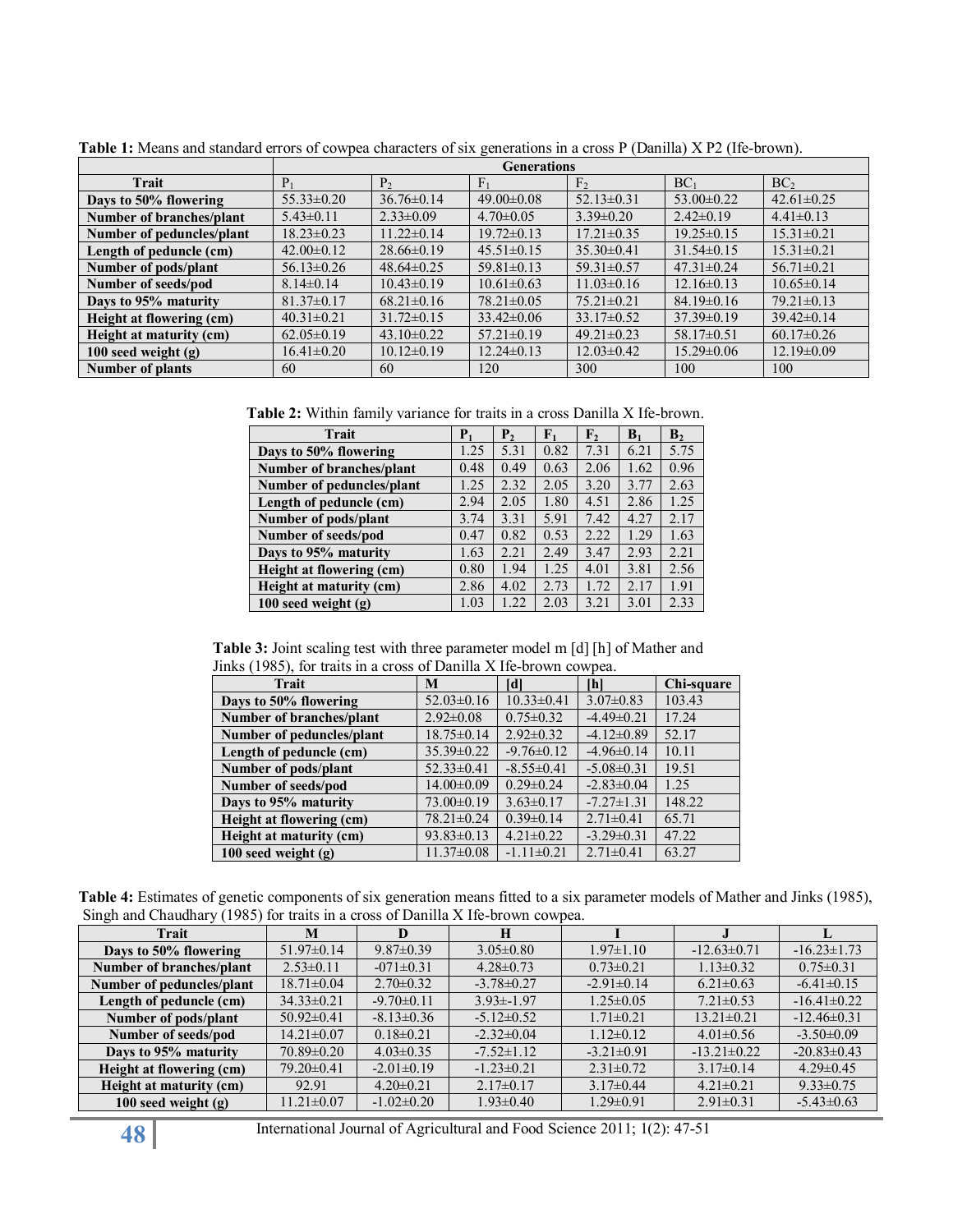**Table 1:** Means and standard errors of cowpea characters of six generations in a cross P (Danilla) X P2 (Ife-brown).

| Trait | Generations | | | | | |
|---|---|---|---|---|---|---|
| | $P_1$ | $P_2$ | $F_1$ | $F_2$ | $BC_1$ | $BC_2$ |
| **Days to 50% flowering** | 55.33±0.20 | 36.76±0.14 | 49.00±0.08 | 52.13±0.31 | 53.00±0.22 | 42.61±0.25 |
| **Number of branches/plant** | 5.43±0.11 | 2.33±0.09 | 4.70±0.05 | 3.39±0.20 | 2.42±0.19 | 4.41±0.13 |
| **Number of peduncles/plant** | 18.23±0.23 | 11.22±0.14 | 19.72±0.13 | 17.21±0.35 | 19.25±0.15 | 15.31±0.21 |
| **Length of peduncle (cm)** | 42.00±0.12 | 28.66±0.19 | 45.51±0.15 | 35.30±0.41 | 31.54±0.15 | 15.31±0.21 |
| **Number of pods/plant** | 56.13±0.26 | 48.64±0.25 | 59.81±0.13 | 59.31±0.57 | 47.31±0.24 | 56.71±0.21 |
| **Number of seeds/pod** | 8.14±0.14 | 10.43±0.19 | 10.61±0.63 | 11.03±0.16 | 12.16±0.13 | 10.65±0.14 |
| **Days to 95% maturity** | 81.37±0.17 | 68.21±0.16 | 78.21±0.05 | 75.21±0.21 | 84.19±0.16 | 79.21±0.13 |
| **Height at flowering (cm)** | 40.31±0.21 | 31.72±0.15 | 33.42±0.06 | 33.17±0.52 | 37.39±0.19 | 39.42±0.14 |
| **Height at maturity (cm)** | 62.05±0.19 | 43.10±0.22 | 57.21±0.19 | 49.21±0.23 | 58.17±0.51 | 60.17±0.26 |
| **100 seed weight (g)** | 16.41±0.20 | 10.12±0.19 | 12.24±0.13 | 12.03±0.42 | 15.29±0.06 | 12.19±0.09 |
| **Number of plants** | 60 | 60 | 120 | 300 | 100 | 100 |

**Table 2:** Within family variance for traits in a cross Danilla X Ife-brown.

| Trait | $P_1$ | $P_2$ | $F_1$ | $F_2$ | $B_1$ | $B_2$ |
|---|---|---|---|---|---|---|
| **Days to 50% flowering** | 1.25 | 5.31 | 0.82 | 7.31 | 6.21 | 5.75 |
| **Number of branches/plant** | 0.48 | 0.49 | 0.63 | 2.06 | 1.62 | 0.96 |
| **Number of peduncles/plant** | 1.25 | 2.32 | 2.05 | 3.20 | 3.77 | 2.63 |
| **Length of peduncle (cm)** | 2.94 | 2.05 | 1.80 | 4.51 | 2.86 | 1.25 |
| **Number of pods/plant** | 3.74 | 3.31 | 5.91 | 7.42 | 4.27 | 2.17 |
| **Number of seeds/pod** | 0.47 | 0.82 | 0.53 | 2.22 | 1.29 | 1.63 |
| **Days to 95% maturity** | 1.63 | 2.21 | 2.49 | 3.47 | 2.93 | 2.21 |
| **Height at flowering (cm)** | 0.80 | 1.94 | 1.25 | 4.01 | 3.81 | 2.56 |
| **Height at maturity (cm)** | 2.86 | 4.02 | 2.73 | 1.72 | 2.17 | 1.91 |
| **100 seed weight (g)** | 1.03 | 1.22 | 2.03 | 3.21 | 3.01 | 2.33 |

**Table 3:** Joint scaling test with three parameter model m [d] [h] of Mather and Jinks (1985), for traits in a cross of Danilla X Ife-brown cowpea.

| Trait | M | [d] | [h] | Chi-square |
|---|---|---|---|---|
| **Days to 50% flowering** | 52.03±0.16 | 10.33±0.41 | 3.07±0.83 | 103.43 |
| **Number of branches/plant** | 2.92±0.08 | 0.75±0.32 | -4.49±0.21 | 17.24 |
| **Number of peduncles/plant** | 18.75±0.14 | 2.92±0.32 | -4.12±0.89 | 52.17 |
| **Length of peduncle (cm)** | 35.39±0.22 | -9.76±0.12 | -4.96±0.14 | 10.11 |
| **Number of pods/plant** | 52.33±0.41 | -8.55±0.41 | -5.08±0.31 | 19.51 |
| **Number of seeds/pod** | 14.00±0.09 | 0.29±0.24 | -2.83±0.04 | 1.25 |
| **Days to 95% maturity** | 73.00±0.19 | 3.63±0.17 | -7.27±1.31 | 148.22 |
| **Height at flowering (cm)** | 78.21±0.24 | 0.39±0.14 | 2.71±0.41 | 65.71 |
| **Height at maturity (cm)** | 93.83±0.13 | 4.21±0.22 | -3.29±0.31 | 47.22 |
| **100 seed weight (g)** | 11.37±0.08 | -1.11±0.21 | 2.71±0.41 | 63.27 |

**Table 4:** Estimates of genetic components of six generation means fitted to a six parameter models of Mather and Jinks (1985), Singh and Chaudhary (1985) for traits in a cross of Danilla X Ife-brown cowpea.

| Trait | M | D | H | I | J | L |
|---|---|---|---|---|---|---|
| **Days to 50% flowering** | 51.97±0.14 | 9.87±0.39 | 3.05±0.80 | 1.97±1.10 | -12.63±0.71 | -16.23±1.73 |
| **Number of branches/plant** | 2.53±0.11 | -071±0.31 | 4.28±0.73 | 0.73±0.21 | 1.13±0.32 | 0.75±0.31 |
| **Number of peduncles/plant** | 18.71±0.04 | 2.70±0.32 | -3.78±0.27 | -2.91±0.14 | 6.21±0.63 | -6.41±0.15 |
| **Length of peduncle (cm)** | 34.33±0.21 | -9.70±0.11 | 3.93±-1.97 | 1.25±0.05 | 7.21±0.53 | -16.41±0.22 |
| **Number of pods/plant** | 50.92±0.41 | -8.13±0.36 | -5.12±0.52 | 1.71±0.21 | 13.21±0.21 | -12.46±0.31 |
| **Number of seeds/pod** | 14.21±0.07 | 0.18±0.21 | -2.32±0.04 | 1.12±0.12 | 4.01±0.56 | -3.50±0.09 |
| **Days to 95% maturity** | 70.89±0.20 | 4.03±0.35 | -7.52±1.12 | -3.21±0.91 | -13.21±0.22 | -20.83±0.43 |
| **Height at flowering (cm)** | 79.20±0.41 | -2.01±0.19 | -1.23±0.21 | 2.31±0.72 | 3.17±0.14 | 4.29±0.45 |
| **Height at maturity (cm)** | 92.91 | 4.20±0.21 | 2.17±0.17 | 3.17±0.44 | 4.21±0.21 | 9.33±0.75 |
| **100 seed weight (g)** | 11.21±0.07 | -1.02±0.20 | 1.93±0.40 | 1.29±0.91 | 2.91±0.31 | -5.43±0.63 |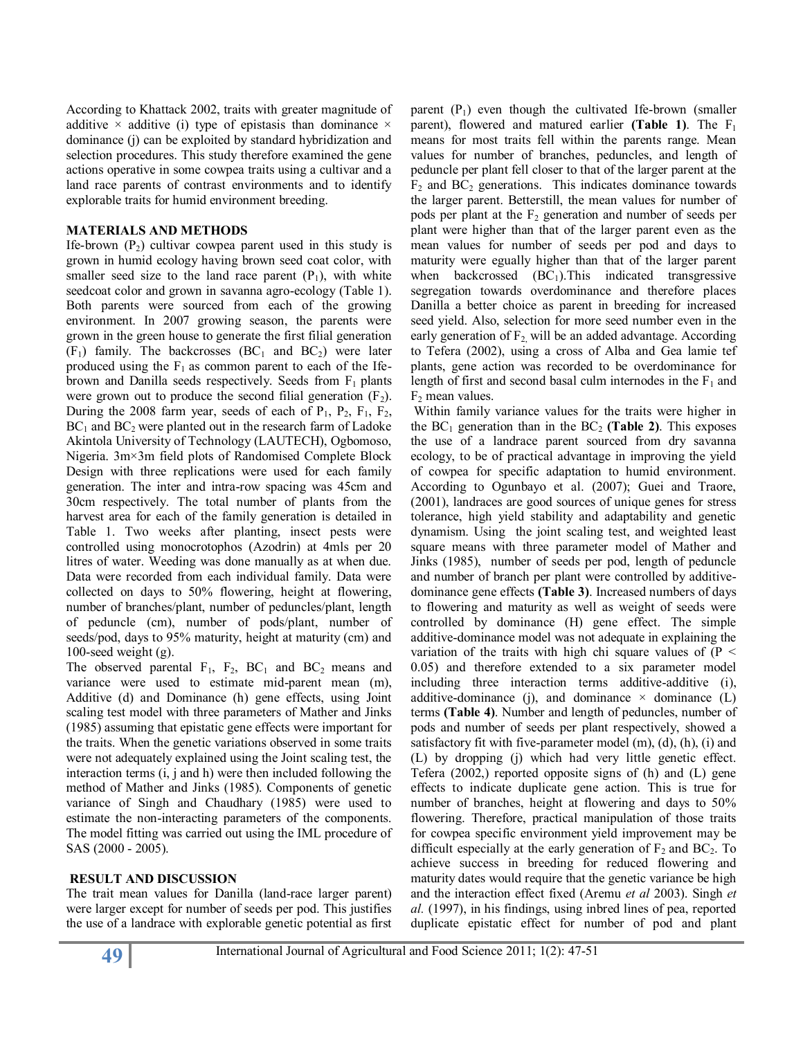According to Khattack 2002, traits with greater magnitude of additive × additive (i) type of epistasis than dominance × dominance (j) can be exploited by standard hybridization and selection procedures. This study therefore examined the gene actions operative in some cowpea traits using a cultivar and a land race parents of contrast environments and to identify explorable traits for humid environment breeding.

## MATERIALS AND METHODS

Ife-brown ($P_2$) cultivar cowpea parent used in this study is grown in humid ecology having brown seed coat color, with smaller seed size to the land race parent ($P_1$), with white seedcoat color and grown in savanna agro-ecology (Table 1). Both parents were sourced from each of the growing environment. In 2007 growing season, the parents were grown in the green house to generate the first filial generation ($F_1$) family. The backcrosses ($BC_1$ and $BC_2$) were later produced using the $F_1$ as common parent to each of the Ife-brown and Danilla seeds respectively. Seeds from $F_1$ plants were grown out to produce the second filial generation ($F_2$). During the 2008 farm year, seeds of each of $P_1$, $P_2$, $F_1$, $F_2$, $BC_1$ and $BC_2$ were planted out in the research farm of Ladoke Akintola University of Technology (LAUTECH), Ogbomoso, Nigeria. 3m×3m field plots of Randomised Complete Block Design with three replications were used for each family generation. The inter and intra-row spacing was 45cm and 30cm respectively. The total number of plants from the harvest area for each of the family generation is detailed in Table 1. Two weeks after planting, insect pests were controlled using monocrotophos (Azodrin) at 4mls per 20 litres of water. Weeding was done manually as at when due. Data were recorded from each individual family. Data were collected on days to 50% flowering, height at flowering, number of branches/plant, number of peduncles/plant, length of peduncle (cm), number of pods/plant, number of seeds/pod, days to 95% maturity, height at maturity (cm) and 100-seed weight (g).

The observed parental $F_1$, $F_2$, $BC_1$ and $BC_2$ means and variance were used to estimate mid-parent mean (m), Additive (d) and Dominance (h) gene effects, using Joint scaling test model with three parameters of Mather and Jinks (1985) assuming that epistatic gene effects were important for the traits. When the genetic variations observed in some traits were not adequately explained using the Joint scaling test, the interaction terms (i, j and h) were then included following the method of Mather and Jinks (1985). Components of genetic variance of Singh and Chaudhary (1985) were used to estimate the non-interacting parameters of the components. The model fitting was carried out using the IML procedure of SAS (2000 - 2005).

## RESULT AND DISCUSSION

The trait mean values for Danilla (land-race larger parent) were larger except for number of seeds per pod. This justifies the use of a landrace with explorable genetic potential as first parent ($P_1$) even though the cultivated Ife-brown (smaller parent), flowered and matured earlier **(Table 1)**. The $F_1$ means for most traits fell within the parents range. Mean values for number of branches, peduncles, and length of peduncle per plant fell closer to that of the larger parent at the $F_2$ and $BC_2$ generations. This indicates dominance towards the larger parent. Betterstill, the mean values for number of pods per plant at the $F_2$ generation and number of seeds per plant were higher than that of the larger parent even as the mean values for number of seeds per pod and days to maturity were egually higher than that of the larger parent when backcrossed ($BC_1$).This indicated transgressive segregation towards overdominance and therefore places Danilla a better choice as parent in breeding for increased seed yield. Also, selection for more seed number even in the early generation of $F_2$, will be an added advantage. According to Tefera (2002), using a cross of Alba and Gea lamie tef plants, gene action was recorded to be overdominance for length of first and second basal culm internodes in the $F_1$ and $F_2$ mean values.

Within family variance values for the traits were higher in the $BC_1$ generation than in the $BC_2$ **(Table 2)**. This exposes the use of a landrace parent sourced from dry savanna ecology, to be of practical advantage in improving the yield of cowpea for specific adaptation to humid environment. According to Ogunbayo et al. (2007); Guei and Traore, (2001), landraces are good sources of unique genes for stress tolerance, high yield stability and adaptability and genetic dynamism. Using the joint scaling test, and weighted least square means with three parameter model of Mather and Jinks (1985), number of seeds per pod, length of peduncle and number of branch per plant were controlled by additive-dominance gene effects **(Table 3)**. Increased numbers of days to flowering and maturity as well as weight of seeds were controlled by dominance (H) gene effect. The simple additive-dominance model was not adequate in explaining the variation of the traits with high chi square values of ($P < 0.05$) and therefore extended to a six parameter model including three interaction terms additive-additive (i), additive-dominance (j), and dominance × dominance (L) terms **(Table 4)**. Number and length of peduncles, number of pods and number of seeds per plant respectively, showed a satisfactory fit with five-parameter model (m), (d), (h), (i) and (L) by dropping (j) which had very little genetic effect. Tefera (2002,) reported opposite signs of (h) and (L) gene effects to indicate duplicate gene action. This is true for number of branches, height at flowering and days to 50% flowering. Therefore, practical manipulation of those traits for cowpea specific environment yield improvement may be difficult especially at the early generation of $F_2$ and $BC_2$. To achieve success in breeding for reduced flowering and maturity dates would require that the genetic variance be high and the interaction effect fixed (Aremu *et al* 2003). Singh *et al.* (1997), in his findings, using inbred lines of pea, reported duplicate epistatic effect for number of pod and plant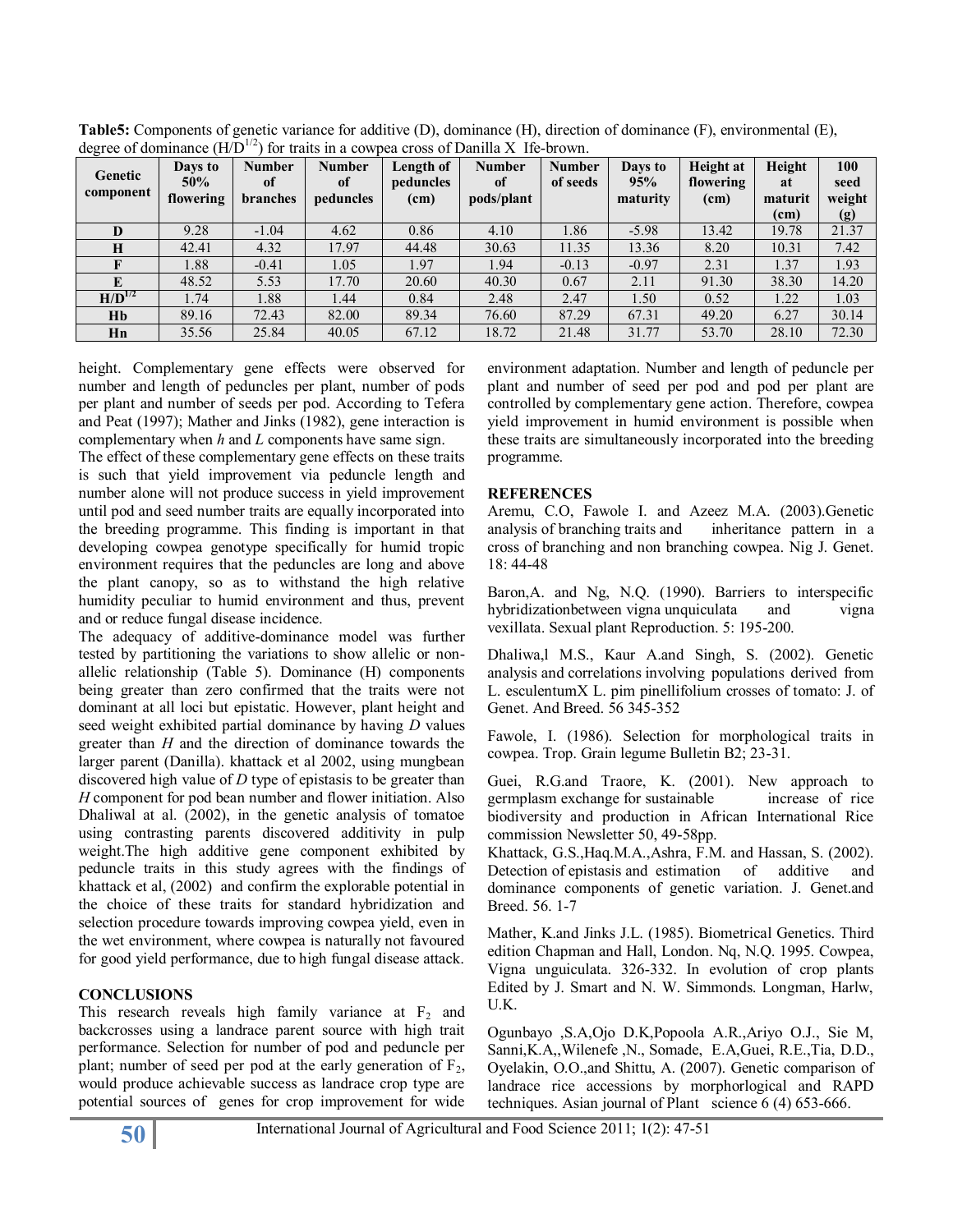**Table5:** Components of genetic variance for additive (D), dominance (H), direction of dominance (F), environmental (E), degree of dominance ($H/D^{1/2}$) for traits in a cowpea cross of Danilla X Ife-brown.

| Genetic component | Days to 50% flowering | Number of branches | Number of peduncles | Length of peduncles (cm) | Number of pods/plant | Number of seeds | Days to 95% maturity | Height at flowering (cm) | Height at maturit (cm) | 100 seed weight (g) |
|---|---|---|---|---|---|---|---|---|---|---|
| **D** | 9.28 | -1.04 | 4.62 | 0.86 | 4.10 | 1.86 | -5.98 | 13.42 | 19.78 | 21.37 |
| **H** | 42.41 | 4.32 | 17.97 | 44.48 | 30.63 | 11.35 | 13.36 | 8.20 | 10.31 | 7.42 |
| **F** | 1.88 | -0.41 | 1.05 | 1.97 | 1.94 | -0.13 | -0.97 | 2.31 | 1.37 | 1.93 |
| **E** | 48.52 | 5.53 | 17.70 | 20.60 | 40.30 | 0.67 | 2.11 | 91.30 | 38.30 | 14.20 |
| **$H/D^{1/2}$** | 1.74 | 1.88 | 1.44 | 0.84 | 2.48 | 2.47 | 1.50 | 0.52 | 1.22 | 1.03 |
| **Hb** | 89.16 | 72.43 | 82.00 | 89.34 | 76.60 | 87.29 | 67.31 | 49.20 | 6.27 | 30.14 |
| **Hn** | 35.56 | 25.84 | 40.05 | 67.12 | 18.72 | 21.48 | 31.77 | 53.70 | 28.10 | 72.30 |

height. Complementary gene effects were observed for number and length of peduncles per plant, number of pods per plant and number of seeds per pod. According to Tefera and Peat (1997); Mather and Jinks (1982), gene interaction is complementary when *h* and *L* components have same sign.

The effect of these complementary gene effects on these traits is such that yield improvement via peduncle length and number alone will not produce success in yield improvement until pod and seed number traits are equally incorporated into the breeding programme. This finding is important in that developing cowpea genotype specifically for humid tropic environment requires that the peduncles are long and above the plant canopy, so as to withstand the high relative humidity peculiar to humid environment and thus, prevent and or reduce fungal disease incidence.

The adequacy of additive-dominance model was further tested by partitioning the variations to show allelic or non-allelic relationship (Table 5). Dominance (H) components being greater than zero confirmed that the traits were not dominant at all loci but epistatic. However, plant height and seed weight exhibited partial dominance by having *D* values greater than *H* and the direction of dominance towards the larger parent (Danilla). khattack et al 2002, using mungbean discovered high value of *D* type of epistasis to be greater than *H* component for pod bean number and flower initiation. Also Dhaliwal at al. (2002), in the genetic analysis of tomatoe using contrasting parents discovered additivity in pulp weight.The high additive gene component exhibited by peduncle traits in this study agrees with the findings of khattack et al, (2002) and confirm the explorable potential in the choice of these traits for standard hybridization and selection procedure towards improving cowpea yield, even in the wet environment, where cowpea is naturally not favoured for good yield performance, due to high fungal disease attack.

## CONCLUSIONS

This research reveals high family variance at $F_2$ and backcrosses using a landrace parent source with high trait performance. Selection for number of pod and peduncle per plant; number of seed per pod at the early generation of $F_2$, would produce achievable success as landrace crop type are potential sources of genes for crop improvement for wide environment adaptation. Number and length of peduncle per plant and number of seed per pod and pod per plant are controlled by complementary gene action. Therefore, cowpea yield improvement in humid environment is possible when these traits are simultaneously incorporated into the breeding programme.

## REFERENCES

Aremu, C.O, Fawole I. and Azeez M.A. (2003).Genetic analysis of branching traits and inheritance pattern in a cross of branching and non branching cowpea. Nig J. Genet. 18: 44-48

Baron,A. and Ng, N.Q. (1990). Barriers to interspecific hybridizationbetween vigna unquiculata and vigna vexillata. Sexual plant Reproduction. 5: 195-200.

Dhaliwa,l M.S., Kaur A.and Singh, S. (2002). Genetic analysis and correlations involving populations derived from L. esculentumX L. pim pinellifolium crosses of tomato: J. of Genet. And Breed. 56 345-352

Fawole, I. (1986). Selection for morphological traits in cowpea. Trop. Grain legume Bulletin B2; 23-31.

Guei, R.G.and Traore, K. (2001). New approach to germplasm exchange for sustainable increase of rice biodiversity and production in African International Rice commission Newsletter 50, 49-58pp.

Khattack, G.S.,Haq.M.A.,Ashra, F.M. and Hassan, S. (2002). Detection of epistasis and estimation of additive and dominance components of genetic variation. J. Genet.and Breed. 56. 1-7

Mather, K.and Jinks J.L. (1985). Biometrical Genetics. Third edition Chapman and Hall, London. Nq, N.Q. 1995. Cowpea, Vigna unguiculata. 326-332. In evolution of crop plants Edited by J. Smart and N. W. Simmonds. Longman, Harlw, U.K.

Ogunbayo ,S.A,Ojo D.K,Popoola A.R.,Ariyo O.J., Sie M, Sanni,K.A,,Wilenefe ,N., Somade, E.A,Guei, R.E.,Tia, D.D., Oyelakin, O.O.,and Shittu, A. (2007). Genetic comparison of landrace rice accessions by morphorlogical and RAPD techniques. Asian journal of Plant science 6 (4) 653-666.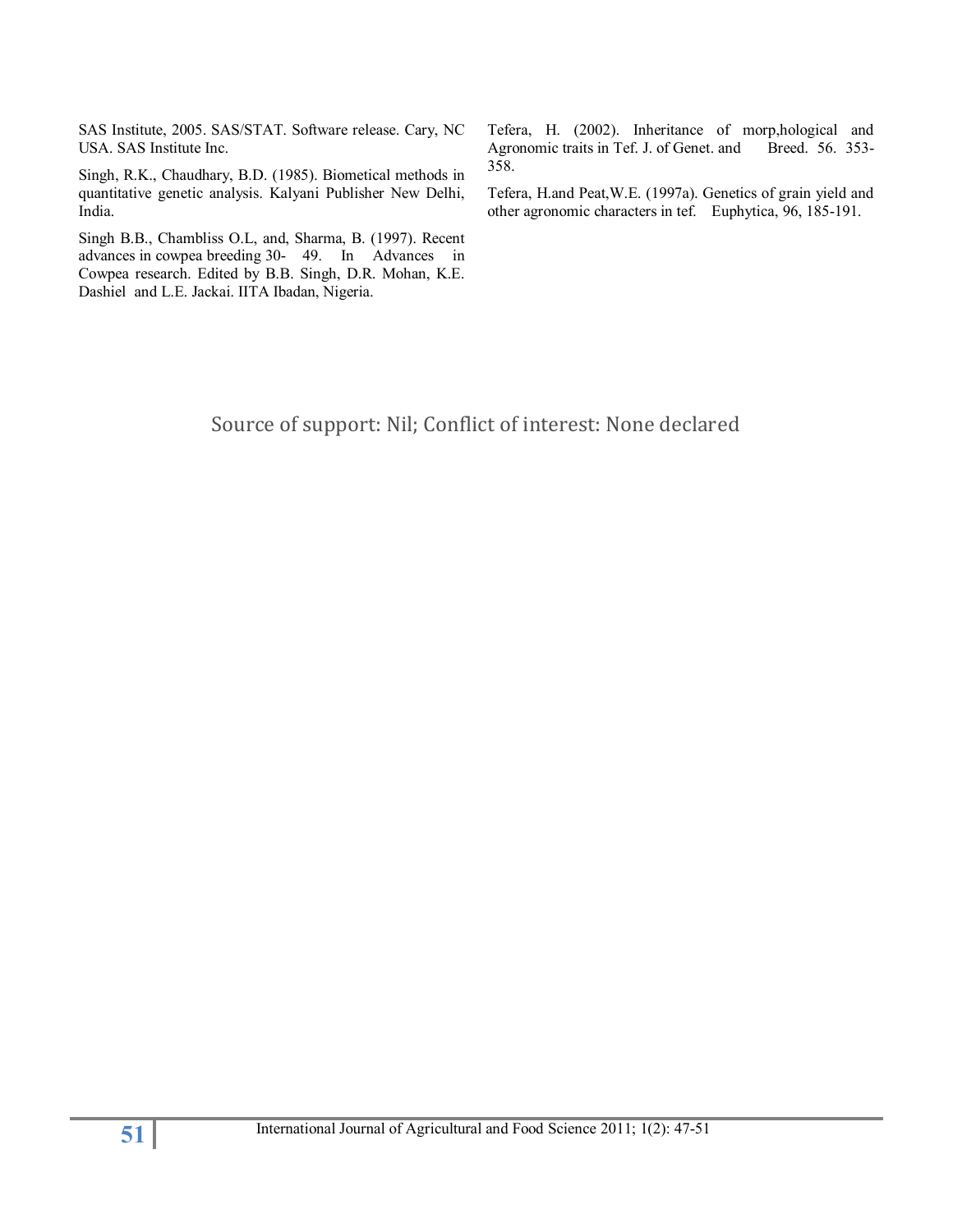SAS Institute, 2005. SAS/STAT. Software release. Cary, NC USA. SAS Institute Inc.

Singh, R.K., Chaudhary, B.D. (1985). Biometical methods in quantitative genetic analysis. Kalyani Publisher New Delhi, India.

Singh B.B., Chambliss O.L, and, Sharma, B. (1997). Recent advances in cowpea breeding 30- 49. In Advances in Cowpea research. Edited by B.B. Singh, D.R. Mohan, K.E. Dashiel and L.E. Jackai. IITA Ibadan, Nigeria.

Tefera, H. (2002). Inheritance of morp,hological and Agronomic traits in Tef. J. of Genet. and Breed. 56. 353-358.

Tefera, H.and Peat,W.E. (1997a). Genetics of grain yield and other agronomic characters in tef. Euphytica, 96, 185-191.

Source of support: Nil; Conflict of interest: None declared